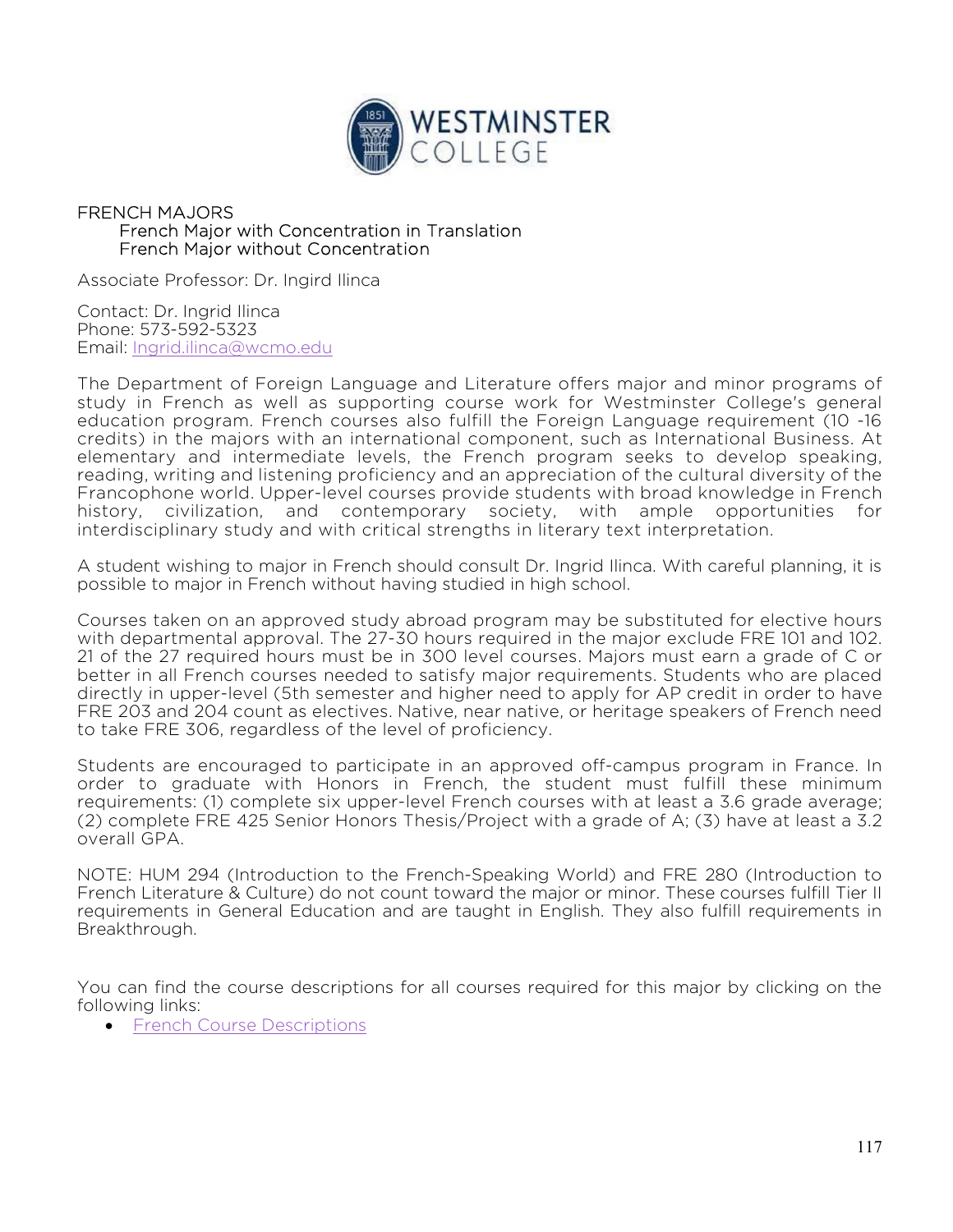# FRENCH MAJORS

French Major with Concentration in Translation
French Major without Concentration

Associate Professor: Dr. Ingird Ilinca

Contact: Dr. Ingrid Ilinca
Phone: 573-592-5323
Email: Ingrid.ilinca@wcmo.edu

The Department of Foreign Language and Literature offers major and minor programs of study in French as well as supporting course work for Westminster College's general education program. French courses also fulfill the Foreign Language requirement (10 -16 credits) in the majors with an international component, such as International Business. At elementary and intermediate levels, the French program seeks to develop speaking, reading, writing and listening proficiency and an appreciation of the cultural diversity of the Francophone world. Upper-level courses provide students with broad knowledge in French history, civilization, and contemporary society, with ample opportunities for interdisciplinary study and with critical strengths in literary text interpretation.

A student wishing to major in French should consult Dr. Ingrid Ilinca. With careful planning, it is possible to major in French without having studied in high school.

Courses taken on an approved study abroad program may be substituted for elective hours with departmental approval. The 27-30 hours required in the major exclude FRE 101 and 102. 21 of the 27 required hours must be in 300 level courses. Majors must earn a grade of C or better in all French courses needed to satisfy major requirements. Students who are placed directly in upper-level (5th semester and higher need to apply for AP credit in order to have FRE 203 and 204 count as electives. Native, near native, or heritage speakers of French need to take FRE 306, regardless of the level of proficiency.

Students are encouraged to participate in an approved off-campus program in France. In order to graduate with Honors in French, the student must fulfill these minimum requirements: (1) complete six upper-level French courses with at least a 3.6 grade average; (2) complete FRE 425 Senior Honors Thesis/Project with a grade of A; (3) have at least a 3.2 overall GPA.

NOTE: HUM 294 (Introduction to the French-Speaking World) and FRE 280 (Introduction to French Literature & Culture) do not count toward the major or minor. These courses fulfill Tier II requirements in General Education and are taught in English. They also fulfill requirements in Breakthrough.

You can find the course descriptions for all courses required for this major by clicking on the following links:

- French Course Descriptions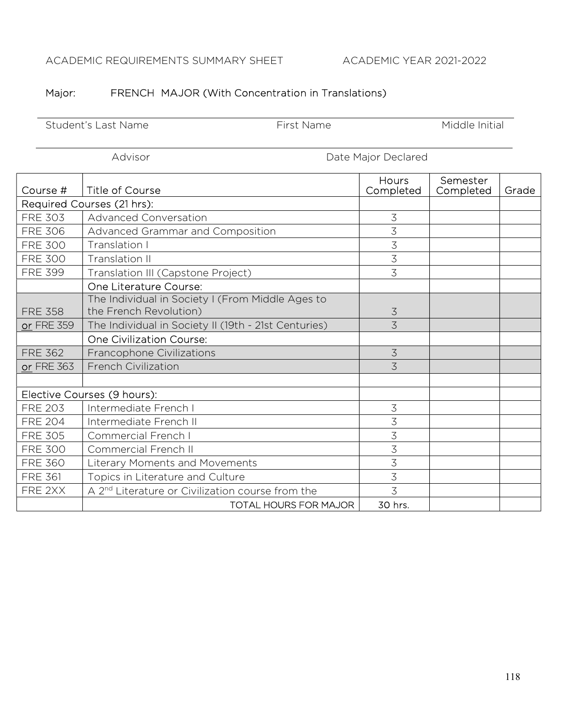ACADEMIC REQUIREMENTS SUMMARY SHEET ACADEMIC YEAR 2021-2022

Major: FRENCH MAJOR (With Concentration in Translations)

Student's Last Name First Name Middle Initial

Advisor Date Major Declared

| Course # | Title of Course | Hours Completed | Semester Completed | Grade |
|---|---|---|---|---|
| Required Courses (21 hrs): | | | | |
| FRE 303 | Advanced Conversation | 3 | | |
| FRE 306 | Advanced Grammar and Composition | 3 | | |
| FRE 300 | Translation I | 3 | | |
| FRE 300 | Translation II | 3 | | |
| FRE 399 | Translation III (Capstone Project) | 3 | | |
| | One Literature Course: | | | |
| FRE 358 | The Individual in Society I (From Middle Ages to the French Revolution) | 3 | | |
| or FRE 359 | The Individual in Society II (19th - 21st Centuries) | 3 | | |
| | One Civilization Course: | | | |
| FRE 362 | Francophone Civilizations | 3 | | |
| or FRE 363 | French Civilization | 3 | | |
| | | | | |
| Elective Courses (9 hours): | | | | |
| FRE 203 | Intermediate French I | 3 | | |
| FRE 204 | Intermediate French II | 3 | | |
| FRE 305 | Commercial French I | 3 | | |
| FRE 300 | Commercial French II | 3 | | |
| FRE 360 | Literary Moments and Movements | 3 | | |
| FRE 361 | Topics in Literature and Culture | 3 | | |
| FRE 2XX | A 2nd Literature or Civilization course from the | 3 | | |
| | TOTAL HOURS FOR MAJOR | 30 hrs. | | |